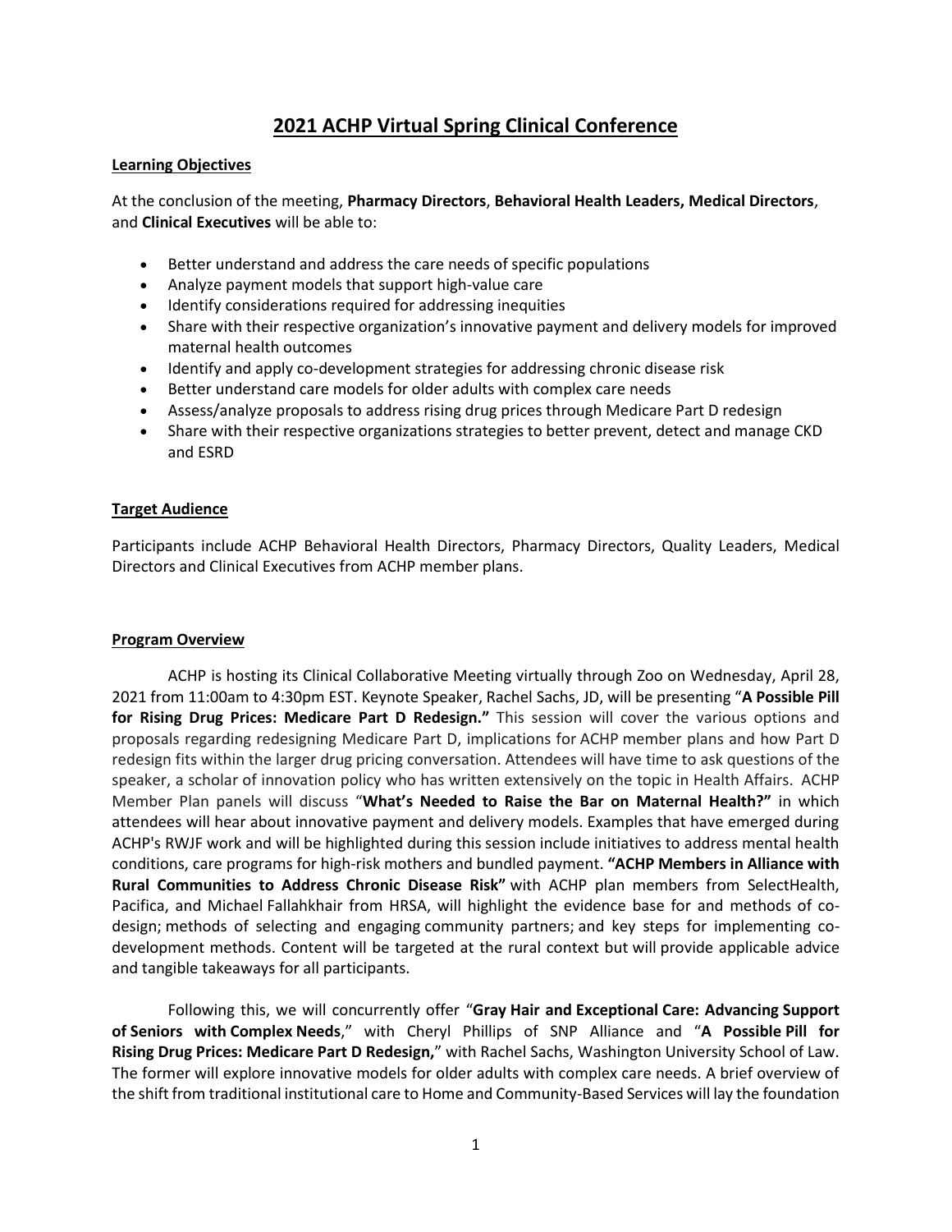# 2021 ACHP Virtual Spring Clinical Conference

## Learning Objectives

At the conclusion of the meeting, **Pharmacy Directors**, **Behavioral Health Leaders, Medical Directors**, and **Clinical Executives** will be able to:

- Better understand and address the care needs of specific populations
- Analyze payment models that support high-value care
- Identify considerations required for addressing inequities
- Share with their respective organization's innovative payment and delivery models for improved maternal health outcomes
- Identify and apply co-development strategies for addressing chronic disease risk
- Better understand care models for older adults with complex care needs
- Assess/analyze proposals to address rising drug prices through Medicare Part D redesign
- Share with their respective organizations strategies to better prevent, detect and manage CKD and ESRD

## Target Audience

Participants include ACHP Behavioral Health Directors, Pharmacy Directors, Quality Leaders, Medical Directors and Clinical Executives from ACHP member plans.

## Program Overview

ACHP is hosting its Clinical Collaborative Meeting virtually through Zoo on Wednesday, April 28, 2021 from 11:00am to 4:30pm EST. Keynote Speaker, Rachel Sachs, JD, will be presenting "**A Possible Pill for Rising Drug Prices: Medicare Part D Redesign.**" This session will cover the various options and proposals regarding redesigning Medicare Part D, implications for ACHP member plans and how Part D redesign fits within the larger drug pricing conversation. Attendees will have time to ask questions of the speaker, a scholar of innovation policy who has written extensively on the topic in Health Affairs. ACHP Member Plan panels will discuss "**What's Needed to Raise the Bar on Maternal Health?**" in which attendees will hear about innovative payment and delivery models. Examples that have emerged during ACHP's RWJF work and will be highlighted during this session include initiatives to address mental health conditions, care programs for high-risk mothers and bundled payment. **"ACHP Members in Alliance with Rural Communities to Address Chronic Disease Risk"** with ACHP plan members from SelectHealth, Pacifica, and Michael Fallahkhair from HRSA, will highlight the evidence base for and methods of co-design; methods of selecting and engaging community partners; and key steps for implementing co-development methods. Content will be targeted at the rural context but will provide applicable advice and tangible takeaways for all participants.

Following this, we will concurrently offer "**Gray Hair and Exceptional Care: Advancing Support of Seniors with Complex Needs**," with Cheryl Phillips of SNP Alliance and "**A Possible Pill for Rising Drug Prices: Medicare Part D Redesign,**" with Rachel Sachs, Washington University School of Law. The former will explore innovative models for older adults with complex care needs. A brief overview of the shift from traditional institutional care to Home and Community-Based Services will lay the foundation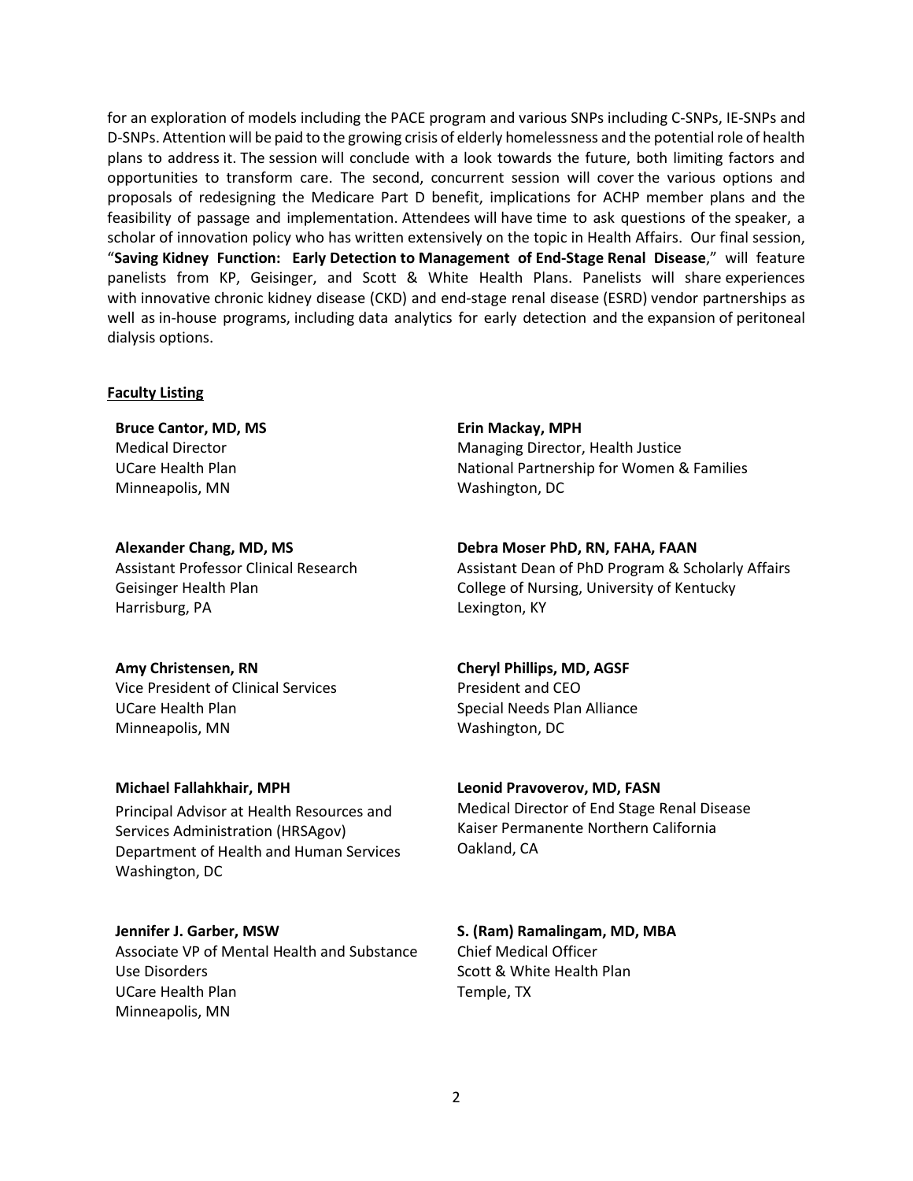for an exploration of models including the PACE program and various SNPs including C-SNPs, IE-SNPs and D-SNPs. Attention will be paid to the growing crisis of elderly homelessness and the potential role of health plans to address it. The session will conclude with a look towards the future, both limiting factors and opportunities to transform care. The second, concurrent session will cover the various options and proposals of redesigning the Medicare Part D benefit, implications for ACHP member plans and the feasibility of passage and implementation. Attendees will have time to ask questions of the speaker, a scholar of innovation policy who has written extensively on the topic in Health Affairs. Our final session, "**Saving Kidney Function: Early Detection to Management of End-Stage Renal Disease**," will feature panelists from KP, Geisinger, and Scott & White Health Plans. Panelists will share experiences with innovative chronic kidney disease (CKD) and end-stage renal disease (ESRD) vendor partnerships as well as in-house programs, including data analytics for early detection and the expansion of peritoneal dialysis options.

**Faculty Listing**

**Bruce Cantor, MD, MS**
Medical Director
UCare Health Plan
Minneapolis, MN

**Alexander Chang, MD, MS**
Assistant Professor Clinical Research
Geisinger Health Plan
Harrisburg, PA

**Amy Christensen, RN**
Vice President of Clinical Services
UCare Health Plan
Minneapolis, MN

**Michael Fallahkhair, MPH**
Principal Advisor at Health Resources and Services Administration (HRSAgov)
Department of Health and Human Services
Washington, DC

**Jennifer J. Garber, MSW**
Associate VP of Mental Health and Substance Use Disorders
UCare Health Plan
Minneapolis, MN

**Erin Mackay, MPH**
Managing Director, Health Justice
National Partnership for Women & Families
Washington, DC

**Debra Moser PhD, RN, FAHA, FAAN**
Assistant Dean of PhD Program & Scholarly Affairs
College of Nursing, University of Kentucky
Lexington, KY

**Cheryl Phillips, MD, AGSF**
President and CEO
Special Needs Plan Alliance
Washington, DC

**Leonid Pravoverov, MD, FASN**
Medical Director of End Stage Renal Disease
Kaiser Permanente Northern California
Oakland, CA

**S. (Ram) Ramalingam, MD, MBA**
Chief Medical Officer
Scott & White Health Plan
Temple, TX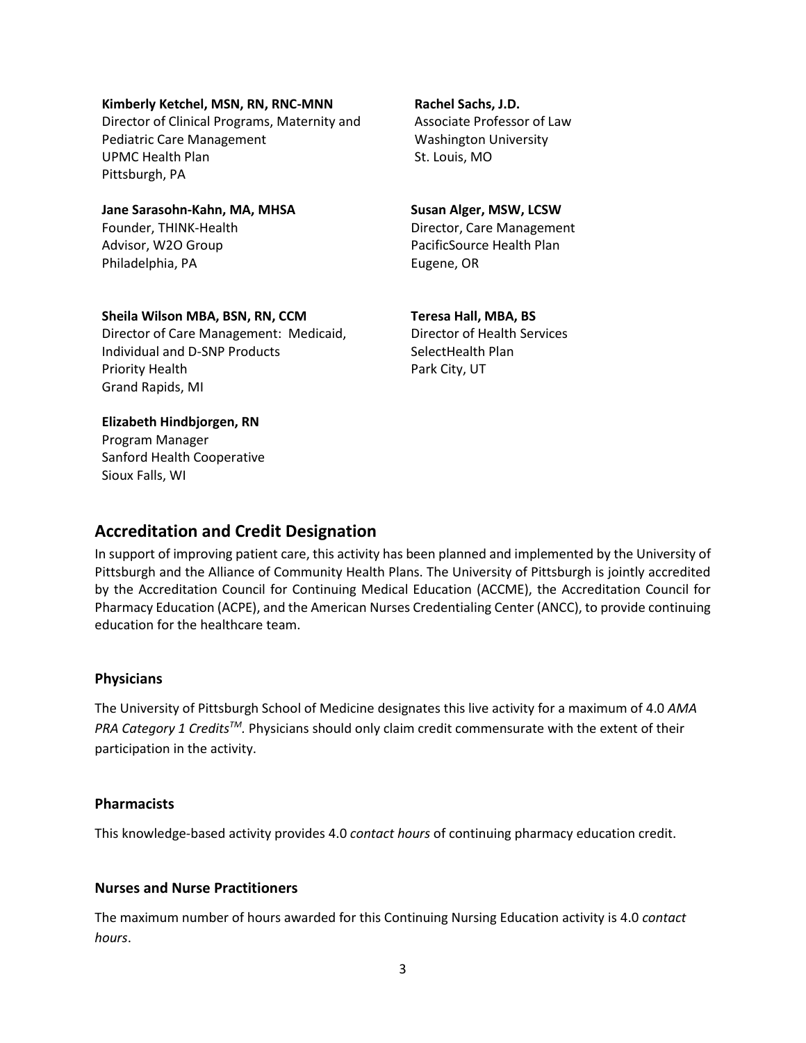**Kimberly Ketchel, MSN, RN, RNC-MNN**
Director of Clinical Programs, Maternity and Pediatric Care Management
UPMC Health Plan
Pittsburgh, PA

**Rachel Sachs, J.D.**
Associate Professor of Law
Washington University
St. Louis, MO

**Jane Sarasohn-Kahn, MA, MHSA**
Founder, THINK-Health
Advisor, W2O Group
Philadelphia, PA

**Susan Alger, MSW, LCSW**
Director, Care Management
PacificSource Health Plan
Eugene, OR

**Sheila Wilson MBA, BSN, RN, CCM**
Director of Care Management: Medicaid, Individual and D-SNP Products
Priority Health
Grand Rapids, MI

**Teresa Hall, MBA, BS**
Director of Health Services
SelectHealth Plan
Park City, UT

**Elizabeth Hindbjorgen, RN**
Program Manager
Sanford Health Cooperative
Sioux Falls, WI

## Accreditation and Credit Designation

In support of improving patient care, this activity has been planned and implemented by the University of Pittsburgh and the Alliance of Community Health Plans. The University of Pittsburgh is jointly accredited by the Accreditation Council for Continuing Medical Education (ACCME), the Accreditation Council for Pharmacy Education (ACPE), and the American Nurses Credentialing Center (ANCC), to provide continuing education for the healthcare team.

### Physicians

The University of Pittsburgh School of Medicine designates this live activity for a maximum of 4.0 *AMA PRA Category 1 Credits™*. Physicians should only claim credit commensurate with the extent of their participation in the activity.

### Pharmacists

This knowledge-based activity provides 4.0 *contact hours* of continuing pharmacy education credit.

### Nurses and Nurse Practitioners

The maximum number of hours awarded for this Continuing Nursing Education activity is 4.0 *contact hours*.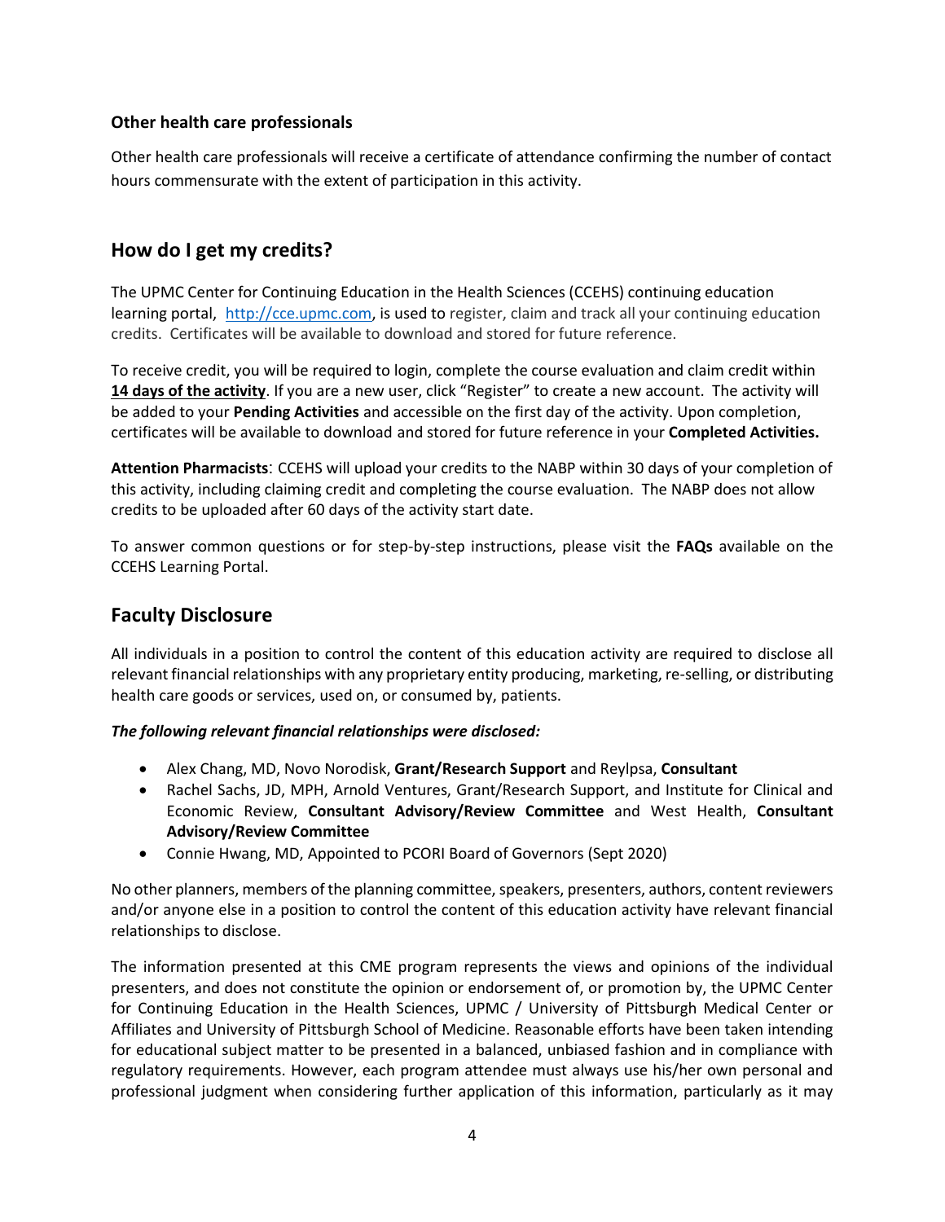### Other health care professionals

Other health care professionals will receive a certificate of attendance confirming the number of contact hours commensurate with the extent of participation in this activity.

## How do I get my credits?

The UPMC Center for Continuing Education in the Health Sciences (CCEHS) continuing education learning portal, [http://cce.upmc.com](http://cce.upmc.com), is used to register, claim and track all your continuing education credits. Certificates will be available to download and stored for future reference.

To receive credit, you will be required to login, complete the course evaluation and claim credit within **14 days of the activity**. If you are a new user, click "Register" to create a new account. The activity will be added to your **Pending Activities** and accessible on the first day of the activity. Upon completion, certificates will be available to download and stored for future reference in your **Completed Activities.**

**Attention Pharmacists**: CCEHS will upload your credits to the NABP within 30 days of your completion of this activity, including claiming credit and completing the course evaluation. The NABP does not allow credits to be uploaded after 60 days of the activity start date.

To answer common questions or for step-by-step instructions, please visit the **FAQs** available on the CCEHS Learning Portal.

## Faculty Disclosure

All individuals in a position to control the content of this education activity are required to disclose all relevant financial relationships with any proprietary entity producing, marketing, re-selling, or distributing health care goods or services, used on, or consumed by, patients.

***The following relevant financial relationships were disclosed:***

- Alex Chang, MD, Novo Norodisk, **Grant/Research Support** and Reylpsa, **Consultant**
- Rachel Sachs, JD, MPH, Arnold Ventures, Grant/Research Support, and Institute for Clinical and Economic Review, **Consultant Advisory/Review Committee** and West Health, **Consultant Advisory/Review Committee**
- Connie Hwang, MD, Appointed to PCORI Board of Governors (Sept 2020)

No other planners, members of the planning committee, speakers, presenters, authors, content reviewers and/or anyone else in a position to control the content of this education activity have relevant financial relationships to disclose.

The information presented at this CME program represents the views and opinions of the individual presenters, and does not constitute the opinion or endorsement of, or promotion by, the UPMC Center for Continuing Education in the Health Sciences, UPMC / University of Pittsburgh Medical Center or Affiliates and University of Pittsburgh School of Medicine. Reasonable efforts have been taken intending for educational subject matter to be presented in a balanced, unbiased fashion and in compliance with regulatory requirements. However, each program attendee must always use his/her own personal and professional judgment when considering further application of this information, particularly as it may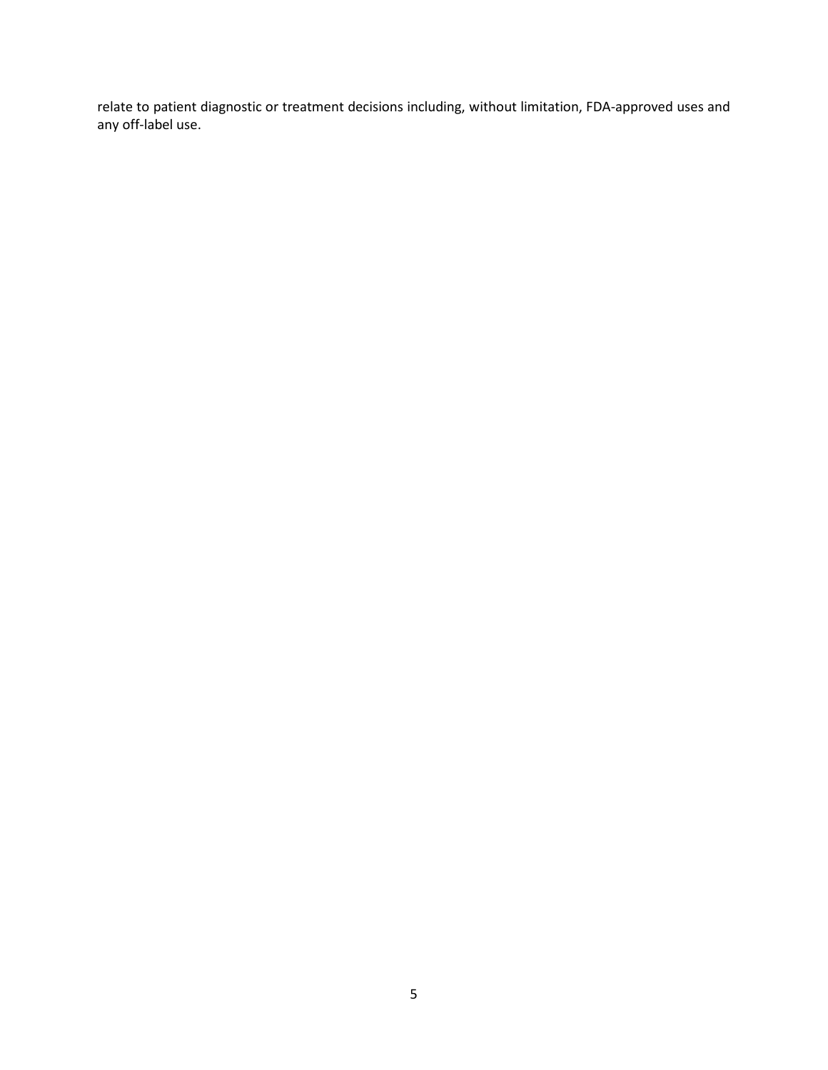relate to patient diagnostic or treatment decisions including, without limitation, FDA-approved uses and any off-label use.